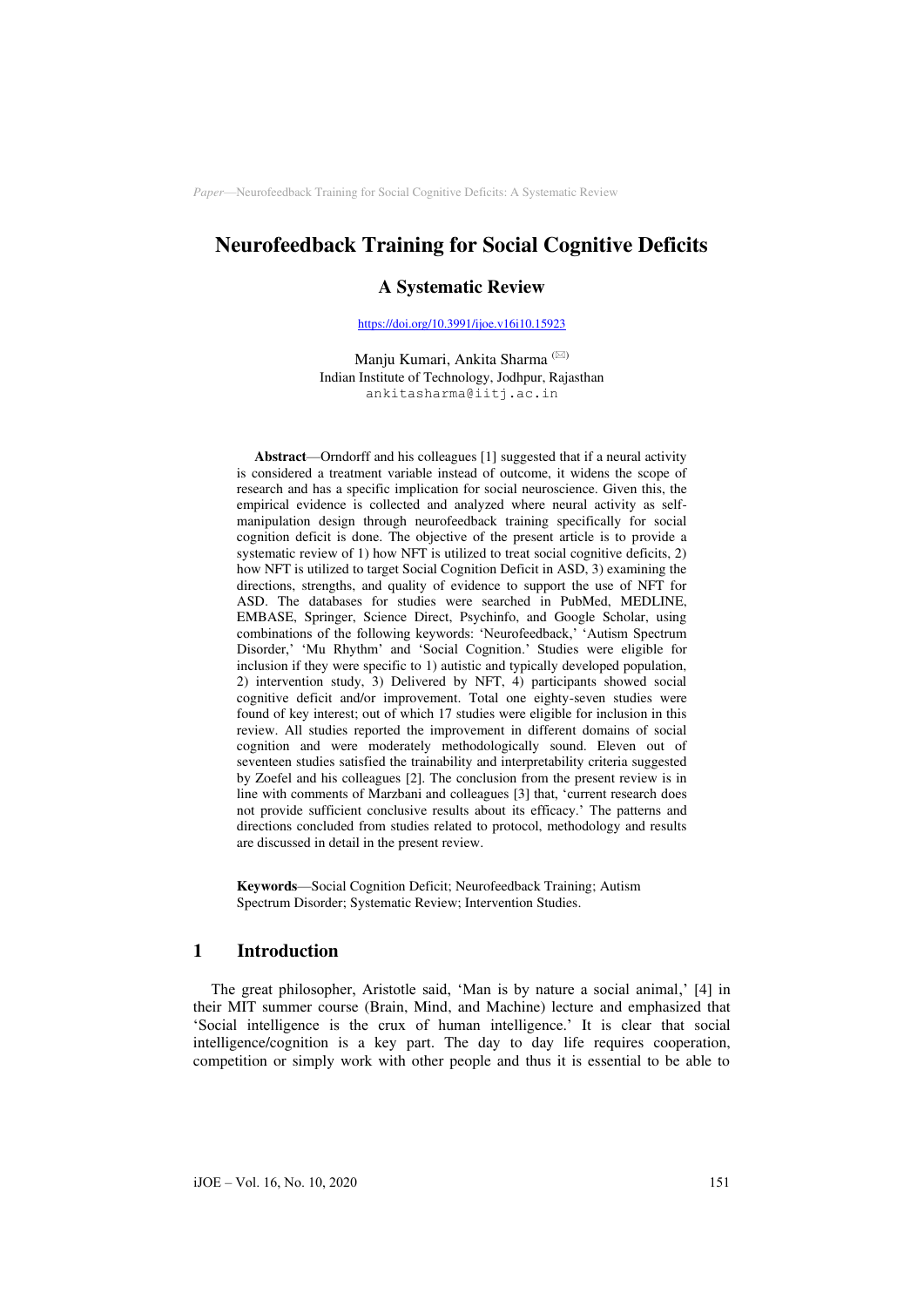# Neurofeedback Training for Social Cognitive Deficits

## A Systematic Review

https://doi.org/10.3991/ijoe.v16i10.15923

Manju Kumari, Ankita Sharma (✉)
Indian Institute of Technology, Jodhpur, Rajasthan
ankitasharma@iitj.ac.in

**Abstract**—Orndorff and his colleagues [1] suggested that if a neural activity is considered a treatment variable instead of outcome, it widens the scope of research and has a specific implication for social neuroscience. Given this, the empirical evidence is collected and analyzed where neural activity as self-manipulation design through neurofeedback training specifically for social cognition deficit is done. The objective of the present article is to provide a systematic review of 1) how NFT is utilized to treat social cognitive deficits, 2) how NFT is utilized to target Social Cognition Deficit in ASD, 3) examining the directions, strengths, and quality of evidence to support the use of NFT for ASD. The databases for studies were searched in PubMed, MEDLINE, EMBASE, Springer, Science Direct, Psychinfo, and Google Scholar, using combinations of the following keywords: 'Neurofeedback,' 'Autism Spectrum Disorder,' 'Mu Rhythm' and 'Social Cognition.' Studies were eligible for inclusion if they were specific to 1) autistic and typically developed population, 2) intervention study, 3) Delivered by NFT, 4) participants showed social cognitive deficit and/or improvement. Total one eighty-seven studies were found of key interest; out of which 17 studies were eligible for inclusion in this review. All studies reported the improvement in different domains of social cognition and were moderately methodologically sound. Eleven out of seventeen studies satisfied the trainability and interpretability criteria suggested by Zoefel and his colleagues [2]. The conclusion from the present review is in line with comments of Marzbani and colleagues [3] that, 'current research does not provide sufficient conclusive results about its efficacy.' The patterns and directions concluded from studies related to protocol, methodology and results are discussed in detail in the present review.

**Keywords**—Social Cognition Deficit; Neurofeedback Training; Autism Spectrum Disorder; Systematic Review; Intervention Studies.

## 1 Introduction

The great philosopher, Aristotle said, 'Man is by nature a social animal,' [4] in their MIT summer course (Brain, Mind, and Machine) lecture and emphasized that 'Social intelligence is the crux of human intelligence.' It is clear that social intelligence/cognition is a key part. The day to day life requires cooperation, competition or simply work with other people and thus it is essential to be able to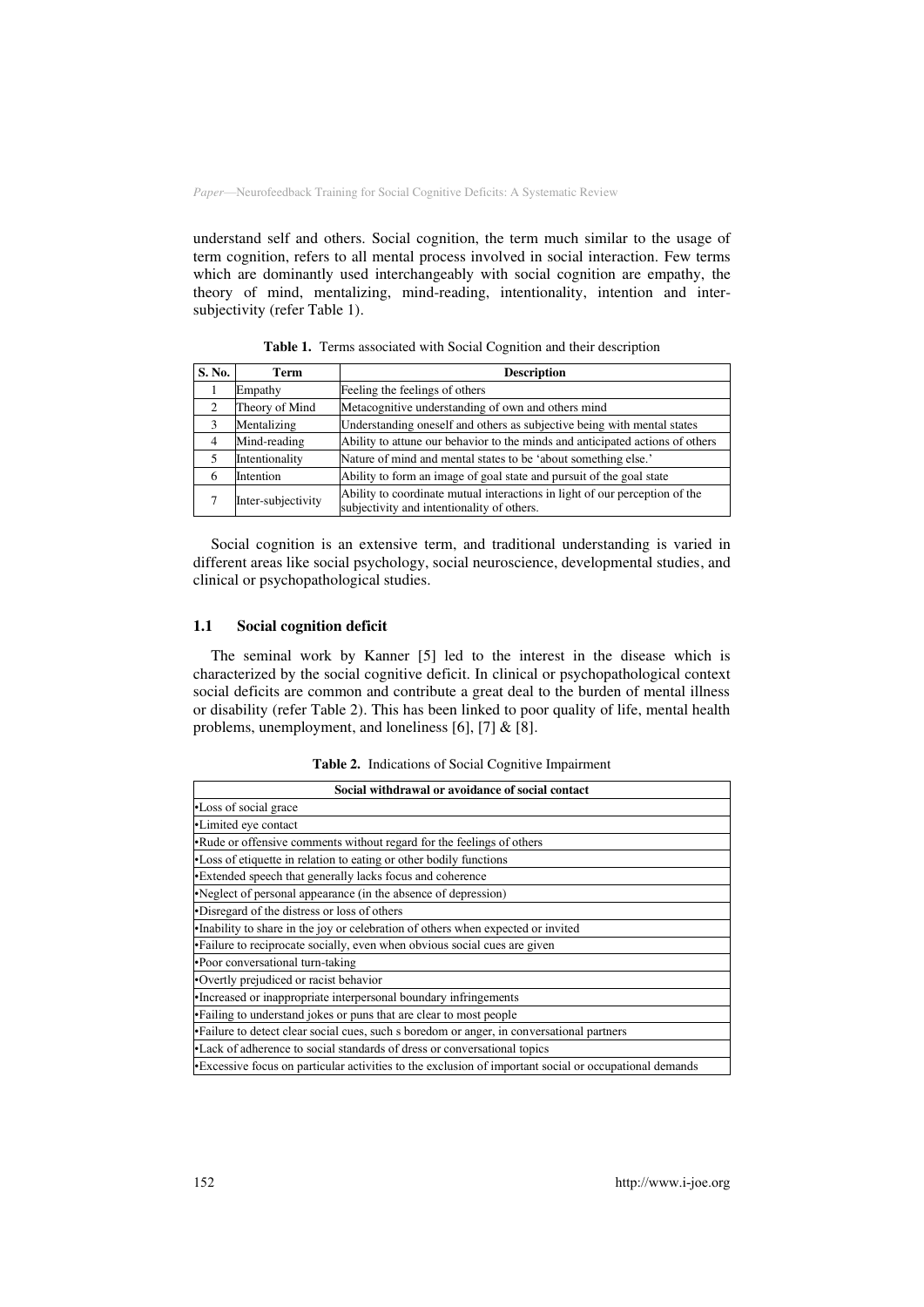understand self and others. Social cognition, the term much similar to the usage of term cognition, refers to all mental process involved in social interaction. Few terms which are dominantly used interchangeably with social cognition are empathy, the theory of mind, mentalizing, mind-reading, intentionality, intention and inter-subjectivity (refer Table 1).

**Table 1.** Terms associated with Social Cognition and their description

| S. No. | Term | Description |
|---|---|---|
| 1 | Empathy | Feeling the feelings of others |
| 2 | Theory of Mind | Metacognitive understanding of own and others mind |
| 3 | Mentalizing | Understanding oneself and others as subjective being with mental states |
| 4 | Mind-reading | Ability to attune our behavior to the minds and anticipated actions of others |
| 5 | Intentionality | Nature of mind and mental states to be 'about something else.' |
| 6 | Intention | Ability to form an image of goal state and pursuit of the goal state |
| 7 | Inter-subjectivity | Ability to coordinate mutual interactions in light of our perception of the subjectivity and intentionality of others. |

Social cognition is an extensive term, and traditional understanding is varied in different areas like social psychology, social neuroscience, developmental studies, and clinical or psychopathological studies.

### 1.1 Social cognition deficit

The seminal work by Kanner [5] led to the interest in the disease which is characterized by the social cognitive deficit. In clinical or psychopathological context social deficits are common and contribute a great deal to the burden of mental illness or disability (refer Table 2). This has been linked to poor quality of life, mental health problems, unemployment, and loneliness [6], [7] & [8].

**Table 2.** Indications of Social Cognitive Impairment

| Social withdrawal or avoidance of social contact |
|---|
| •Loss of social grace |
| •Limited eye contact |
| •Rude or offensive comments without regard for the feelings of others |
| •Loss of etiquette in relation to eating or other bodily functions |
| •Extended speech that generally lacks focus and coherence |
| •Neglect of personal appearance (in the absence of depression) |
| •Disregard of the distress or loss of others |
| •Inability to share in the joy or celebration of others when expected or invited |
| •Failure to reciprocate socially, even when obvious social cues are given |
| •Poor conversational turn-taking |
| •Overtly prejudiced or racist behavior |
| •Increased or inappropriate interpersonal boundary infringements |
| •Failing to understand jokes or puns that are clear to most people |
| •Failure to detect clear social cues, such s boredom or anger, in conversational partners |
| •Lack of adherence to social standards of dress or conversational topics |
| •Excessive focus on particular activities to the exclusion of important social or occupational demands |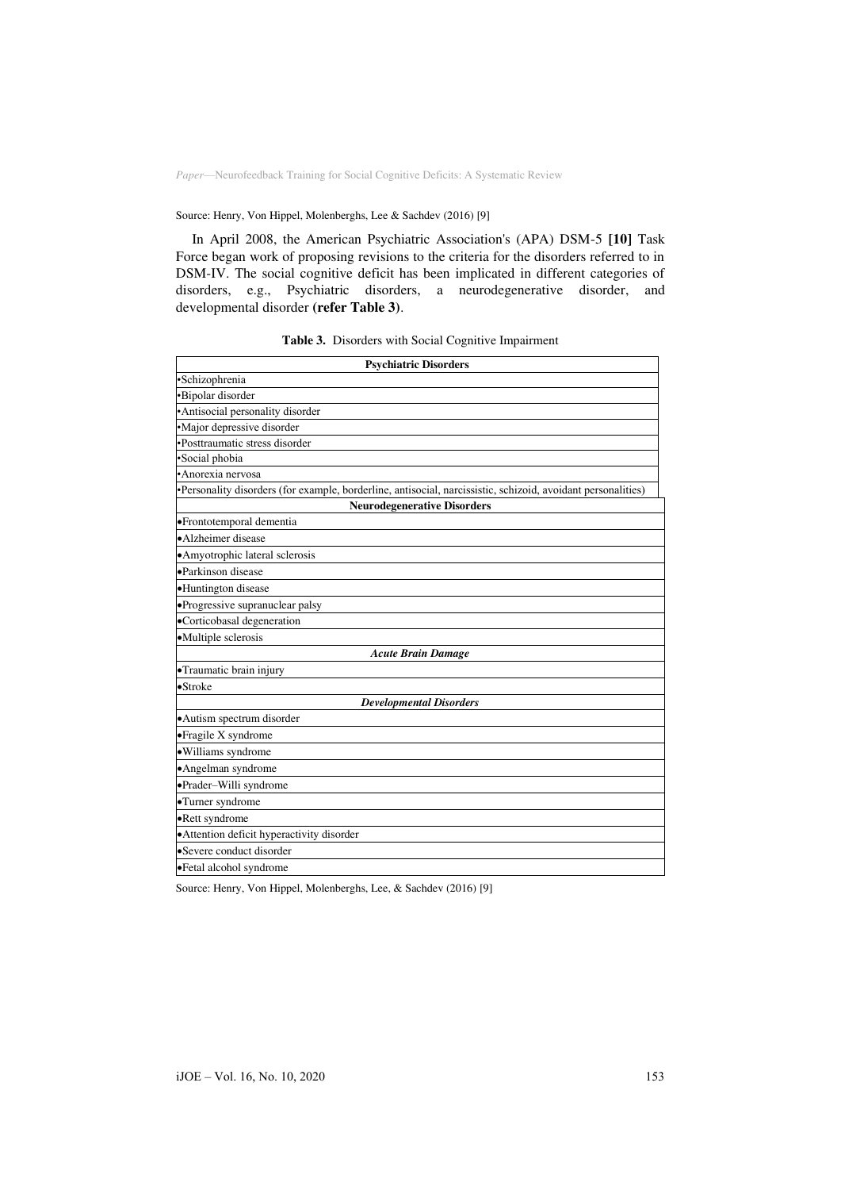Source: Henry, Von Hippel, Molenberghs, Lee & Sachdev (2016) [9]

In April 2008, the American Psychiatric Association's (APA) DSM-5 **[10]** Task Force began work of proposing revisions to the criteria for the disorders referred to in DSM-IV. The social cognitive deficit has been implicated in different categories of disorders, e.g., Psychiatric disorders, a neurodegenerative disorder, and developmental disorder **(refer Table 3)**.

**Table 3.** Disorders with Social Cognitive Impairment

| **Psychiatric Disorders** |
|---|
| •Schizophrenia |
| •Bipolar disorder |
| •Antisocial personality disorder |
| •Major depressive disorder |
| •Posttraumatic stress disorder |
| •Social phobia |
| •Anorexia nervosa |
| •Personality disorders (for example, borderline, antisocial, narcissistic, schizoid, avoidant personalities) |
| **Neurodegenerative Disorders** |
| •Frontotemporal dementia |
| •Alzheimer disease |
| •Amyotrophic lateral sclerosis |
| •Parkinson disease |
| •Huntington disease |
| •Progressive supranuclear palsy |
| •Corticobasal degeneration |
| •Multiple sclerosis |
| ***Acute Brain Damage*** |
| •Traumatic brain injury |
| •Stroke |
| ***Developmental Disorders*** |
| •Autism spectrum disorder |
| •Fragile X syndrome |
| •Williams syndrome |
| •Angelman syndrome |
| •Prader–Willi syndrome |
| •Turner syndrome |
| •Rett syndrome |
| •Attention deficit hyperactivity disorder |
| •Severe conduct disorder |
| •Fetal alcohol syndrome |

Source: Henry, Von Hippel, Molenberghs, Lee, & Sachdev (2016) [9]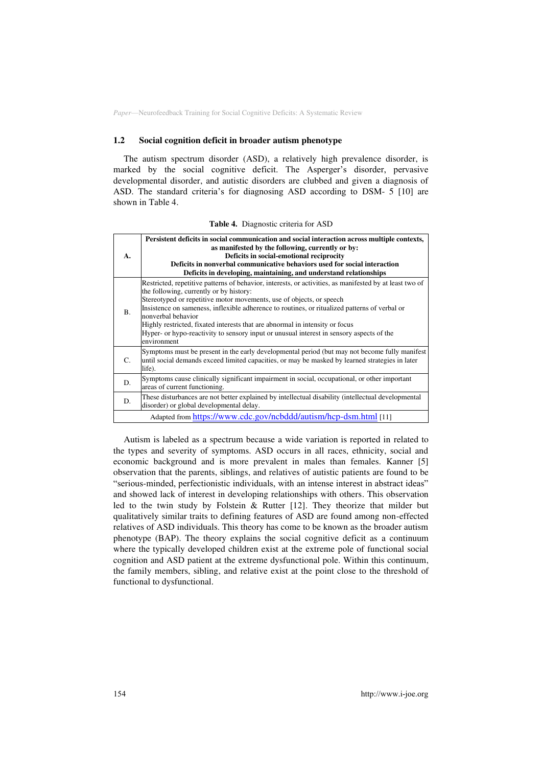### 1.2 Social cognition deficit in broader autism phenotype

The autism spectrum disorder (ASD), a relatively high prevalence disorder, is marked by the social cognitive deficit. The Asperger's disorder, pervasive developmental disorder, and autistic disorders are clubbed and given a diagnosis of ASD. The standard criteria's for diagnosing ASD according to DSM- 5 [10] are shown in Table 4.

**Table 4.** Diagnostic criteria for ASD

| | |
|---|---|
| **A.** | **Persistent deficits in social communication and social interaction across multiple contexts, as manifested by the following, currently or by:**<br>**Deficits in social-emotional reciprocity**<br>**Deficits in nonverbal communicative behaviors used for social interaction**<br>**Deficits in developing, maintaining, and understand relationships** |
| B. | Restricted, repetitive patterns of behavior, interests, or activities, as manifested by at least two of the following, currently or by history:<br>Stereotyped or repetitive motor movements, use of objects, or speech<br>Insistence on sameness, inflexible adherence to routines, or ritualized patterns of verbal or nonverbal behavior<br>Highly restricted, fixated interests that are abnormal in intensity or focus<br>Hyper- or hypo-reactivity to sensory input or unusual interest in sensory aspects of the environment |
| C. | Symptoms must be present in the early developmental period (but may not become fully manifest until social demands exceed limited capacities, or may be masked by learned strategies in later life). |
| D. | Symptoms cause clinically significant impairment in social, occupational, or other important areas of current functioning. |
| D. | These disturbances are not better explained by intellectual disability (intellectual developmental disorder) or global developmental delay. |
| Adapted from https://www.cdc.gov/ncbddd/autism/hcp-dsm.html [11] | |

Autism is labeled as a spectrum because a wide variation is reported in related to the types and severity of symptoms. ASD occurs in all races, ethnicity, social and economic background and is more prevalent in males than females. Kanner [5] observation that the parents, siblings, and relatives of autistic patients are found to be "serious-minded, perfectionistic individuals, with an intense interest in abstract ideas" and showed lack of interest in developing relationships with others. This observation led to the twin study by Folstein & Rutter [12]. They theorize that milder but qualitatively similar traits to defining features of ASD are found among non-effected relatives of ASD individuals. This theory has come to be known as the broader autism phenotype (BAP). The theory explains the social cognitive deficit as a continuum where the typically developed children exist at the extreme pole of functional social cognition and ASD patient at the extreme dysfunctional pole. Within this continuum, the family members, sibling, and relative exist at the point close to the threshold of functional to dysfunctional.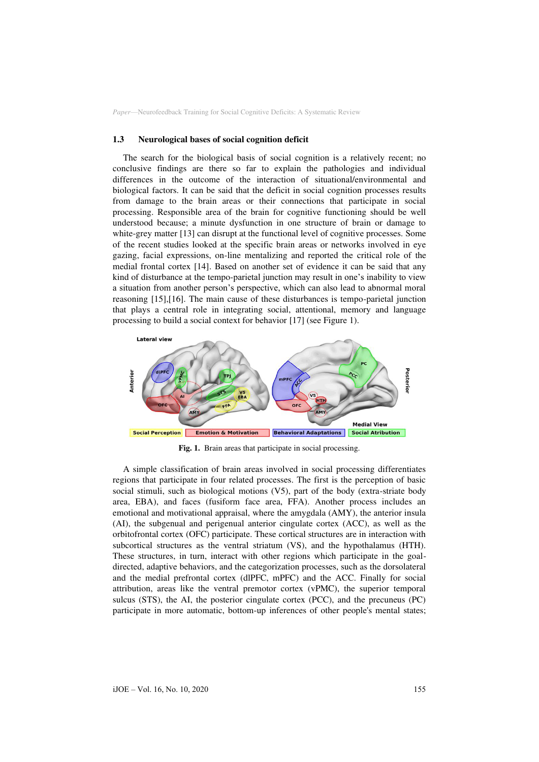### 1.3 Neurological bases of social cognition deficit

The search for the biological basis of social cognition is a relatively recent; no conclusive findings are there so far to explain the pathologies and individual differences in the outcome of the interaction of situational/environmental and biological factors. It can be said that the deficit in social cognition processes results from damage to the brain areas or their connections that participate in social processing. Responsible area of the brain for cognitive functioning should be well understood because; a minute dysfunction in one structure of brain or damage to white-grey matter [13] can disrupt at the functional level of cognitive processes. Some of the recent studies looked at the specific brain areas or networks involved in eye gazing, facial expressions, on-line mentalizing and reported the critical role of the medial frontal cortex [14]. Based on another set of evidence it can be said that any kind of disturbance at the tempo-parietal junction may result in one's inability to view a situation from another person's perspective, which can also lead to abnormal moral reasoning [15],[16]. The main cause of these disturbances is tempo-parietal junction that plays a central role in integrating social, attentional, memory and language processing to build a social context for behavior [17] (see Figure 1).

**Fig. 1.** Brain areas that participate in social processing.

A simple classification of brain areas involved in social processing differentiates regions that participate in four related processes. The first is the perception of basic social stimuli, such as biological motions (V5), part of the body (extra-striate body area, EBA), and faces (fusiform face area, FFA). Another process includes an emotional and motivational appraisal, where the amygdala (AMY), the anterior insula (AI), the subgenual and perigenual anterior cingulate cortex (ACC), as well as the orbitofrontal cortex (OFC) participate. These cortical structures are in interaction with subcortical structures as the ventral striatum (VS), and the hypothalamus (HTH). These structures, in turn, interact with other regions which participate in the goal-directed, adaptive behaviors, and the categorization processes, such as the dorsolateral and the medial prefrontal cortex (dlPFC, mPFC) and the ACC. Finally for social attribution, areas like the ventral premotor cortex (vPMC), the superior temporal sulcus (STS), the AI, the posterior cingulate cortex (PCC), and the precuneus (PC) participate in more automatic, bottom-up inferences of other people's mental states;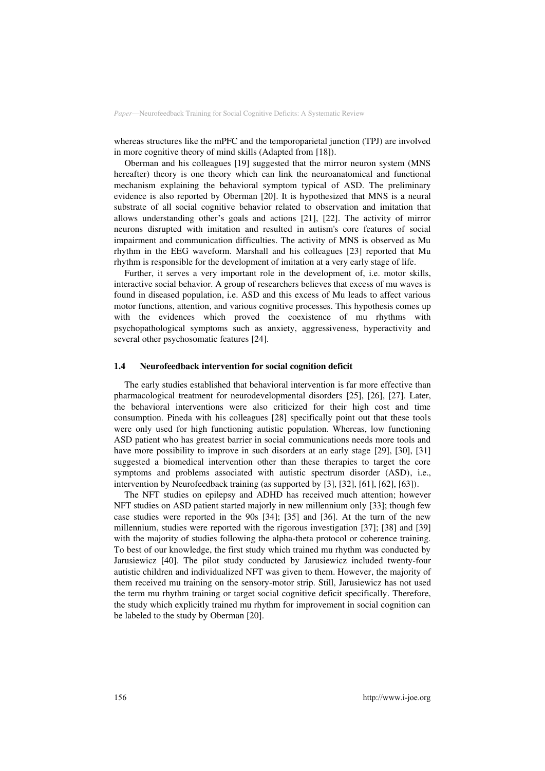whereas structures like the mPFC and the temporoparietal junction (TPJ) are involved in more cognitive theory of mind skills (Adapted from [18]).

Oberman and his colleagues [19] suggested that the mirror neuron system (MNS hereafter) theory is one theory which can link the neuroanatomical and functional mechanism explaining the behavioral symptom typical of ASD. The preliminary evidence is also reported by Oberman [20]. It is hypothesized that MNS is a neural substrate of all social cognitive behavior related to observation and imitation that allows understanding other's goals and actions [21], [22]. The activity of mirror neurons disrupted with imitation and resulted in autism's core features of social impairment and communication difficulties. The activity of MNS is observed as Mu rhythm in the EEG waveform. Marshall and his colleagues [23] reported that Mu rhythm is responsible for the development of imitation at a very early stage of life.

Further, it serves a very important role in the development of, i.e. motor skills, interactive social behavior. A group of researchers believes that excess of mu waves is found in diseased population, i.e. ASD and this excess of Mu leads to affect various motor functions, attention, and various cognitive processes. This hypothesis comes up with the evidences which proved the coexistence of mu rhythms with psychopathological symptoms such as anxiety, aggressiveness, hyperactivity and several other psychosomatic features [24].

### 1.4 Neurofeedback intervention for social cognition deficit

The early studies established that behavioral intervention is far more effective than pharmacological treatment for neurodevelopmental disorders [25], [26], [27]. Later, the behavioral interventions were also criticized for their high cost and time consumption. Pineda with his colleagues [28] specifically point out that these tools were only used for high functioning autistic population. Whereas, low functioning ASD patient who has greatest barrier in social communications needs more tools and have more possibility to improve in such disorders at an early stage [29], [30], [31] suggested a biomedical intervention other than these therapies to target the core symptoms and problems associated with autistic spectrum disorder (ASD), i.e., intervention by Neurofeedback training (as supported by [3], [32], [61], [62], [63]).

The NFT studies on epilepsy and ADHD has received much attention; however NFT studies on ASD patient started majorly in new millennium only [33]; though few case studies were reported in the 90s [34]; [35] and [36]. At the turn of the new millennium, studies were reported with the rigorous investigation [37]; [38] and [39] with the majority of studies following the alpha-theta protocol or coherence training. To best of our knowledge, the first study which trained mu rhythm was conducted by Jarusiewicz [40]. The pilot study conducted by Jarusiewicz included twenty-four autistic children and individualized NFT was given to them. However, the majority of them received mu training on the sensory-motor strip. Still, Jarusiewicz has not used the term mu rhythm training or target social cognitive deficit specifically. Therefore, the study which explicitly trained mu rhythm for improvement in social cognition can be labeled to the study by Oberman [20].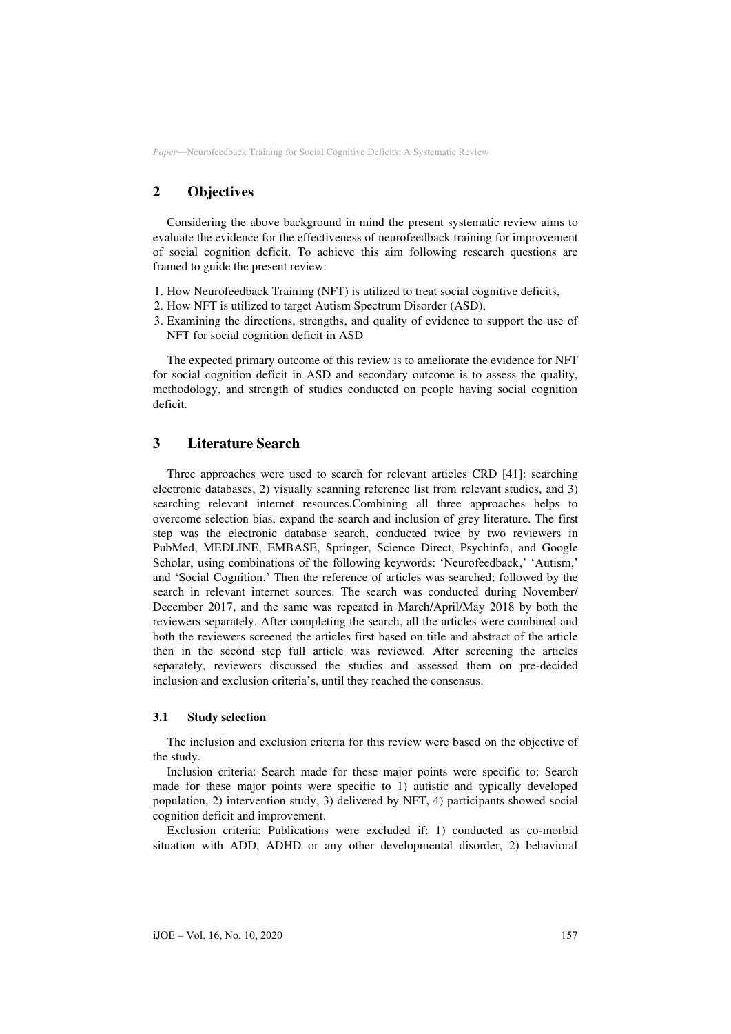## 2 Objectives

Considering the above background in mind the present systematic review aims to evaluate the evidence for the effectiveness of neurofeedback training for improvement of social cognition deficit. To achieve this aim following research questions are framed to guide the present review:

1. How Neurofeedback Training (NFT) is utilized to treat social cognitive deficits,
2. How NFT is utilized to target Autism Spectrum Disorder (ASD),
3. Examining the directions, strengths, and quality of evidence to support the use of NFT for social cognition deficit in ASD

The expected primary outcome of this review is to ameliorate the evidence for NFT for social cognition deficit in ASD and secondary outcome is to assess the quality, methodology, and strength of studies conducted on people having social cognition deficit.

## 3 Literature Search

Three approaches were used to search for relevant articles CRD [41]: searching electronic databases, 2) visually scanning reference list from relevant studies, and 3) searching relevant internet resources.Combining all three approaches helps to overcome selection bias, expand the search and inclusion of grey literature. The first step was the electronic database search, conducted twice by two reviewers in PubMed, MEDLINE, EMBASE, Springer, Science Direct, Psychinfo, and Google Scholar, using combinations of the following keywords: 'Neurofeedback,' 'Autism,' and 'Social Cognition.' Then the reference of articles was searched; followed by the search in relevant internet sources. The search was conducted during November/ December 2017, and the same was repeated in March/April/May 2018 by both the reviewers separately. After completing the search, all the articles were combined and both the reviewers screened the articles first based on title and abstract of the article then in the second step full article was reviewed. After screening the articles separately, reviewers discussed the studies and assessed them on pre-decided inclusion and exclusion criteria's, until they reached the consensus.

### 3.1 Study selection

The inclusion and exclusion criteria for this review were based on the objective of the study.

Inclusion criteria: Search made for these major points were specific to: Search made for these major points were specific to 1) autistic and typically developed population, 2) intervention study, 3) delivered by NFT, 4) participants showed social cognition deficit and improvement.

Exclusion criteria: Publications were excluded if: 1) conducted as co-morbid situation with ADD, ADHD or any other developmental disorder, 2) behavioral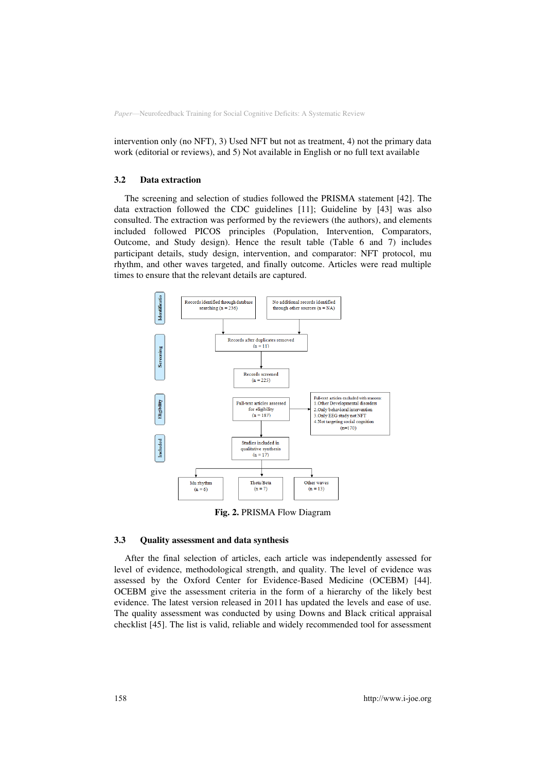intervention only (no NFT), 3) Used NFT but not as treatment, 4) not the primary data work (editorial or reviews), and 5) Not available in English or no full text available

### 3.2 Data extraction

The screening and selection of studies followed the PRISMA statement [42]. The data extraction followed the CDC guidelines [11]; Guideline by [43] was also consulted. The extraction was performed by the reviewers (the authors), and elements included followed PICOS principles (Population, Intervention, Comparators, Outcome, and Study design). Hence the result table (Table 6 and 7) includes participant details, study design, intervention, and comparator: NFT protocol, mu rhythm, and other waves targeted, and finally outcome. Articles were read multiple times to ensure that the relevant details are captured.

Identificatio

Records identified through database searching (n = 236)

No additional records identified through other sources (n = NA)

Screening

Records after duplicates removed (n = 11)

Records screened (n = 225)

Eligibility

Full-text articles assessed for eligibility (n = 187)

Full-text articles excluded with reasons:
1. Other Developmental disorders
2. Only behavioral intervention
3. Only EEG study not NFT
4. Not targeting social cognition
(n=170)

Included

Studies included in qualitative synthesis (n = 17)

Mu rhythm (n = 6)

Theta/Beta (n = 7)

Other waves (n = 13)

**Fig. 2.** PRISMA Flow Diagram

### 3.3 Quality assessment and data synthesis

After the final selection of articles, each article was independently assessed for level of evidence, methodological strength, and quality. The level of evidence was assessed by the Oxford Center for Evidence-Based Medicine (OCEBM) [44]. OCEBM give the assessment criteria in the form of a hierarchy of the likely best evidence. The latest version released in 2011 has updated the levels and ease of use. The quality assessment was conducted by using Downs and Black critical appraisal checklist [45]. The list is valid, reliable and widely recommended tool for assessment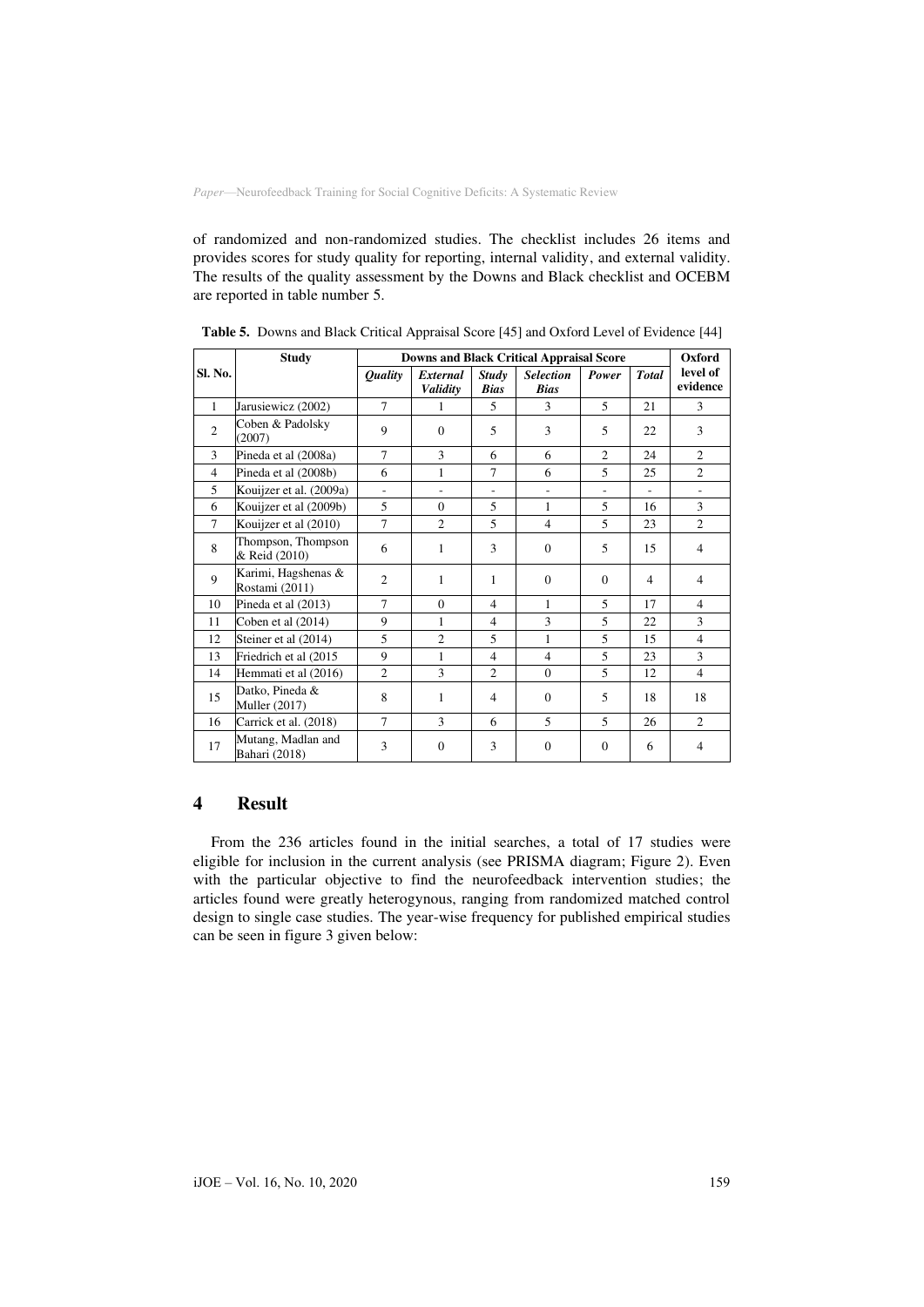of randomized and non-randomized studies. The checklist includes 26 items and provides scores for study quality for reporting, internal validity, and external validity. The results of the quality assessment by the Downs and Black checklist and OCEBM are reported in table number 5.

**Table 5.** Downs and Black Critical Appraisal Score [45] and Oxford Level of Evidence [44]

| Sl. No. | Study | Downs and Black Critical Appraisal Score | | | | | | Oxford level of evidence |
|---|---|---|---|---|---|---|---|---|
| | | *Quality* | *External Validity* | *Study Bias* | *Selection Bias* | *Power* | *Total* | |
| 1 | Jarusiewicz (2002) | 7 | 1 | 5 | 3 | 5 | 21 | 3 |
| 2 | Coben & Padolsky (2007) | 9 | 0 | 5 | 3 | 5 | 22 | 3 |
| 3 | Pineda et al (2008a) | 7 | 3 | 6 | 6 | 2 | 24 | 2 |
| 4 | Pineda et al (2008b) | 6 | 1 | 7 | 6 | 5 | 25 | 2 |
| 5 | Kouijzer et al. (2009a) | - | - | - | - | - | - | - |
| 6 | Kouijzer et al (2009b) | 5 | 0 | 5 | 1 | 5 | 16 | 3 |
| 7 | Kouijzer et al (2010) | 7 | 2 | 5 | 4 | 5 | 23 | 2 |
| 8 | Thompson, Thompson & Reid (2010) | 6 | 1 | 3 | 0 | 5 | 15 | 4 |
| 9 | Karimi, Hagshenas & Rostami (2011) | 2 | 1 | 1 | 0 | 0 | 4 | 4 |
| 10 | Pineda et al (2013) | 7 | 0 | 4 | 1 | 5 | 17 | 4 |
| 11 | Coben et al (2014) | 9 | 1 | 4 | 3 | 5 | 22 | 3 |
| 12 | Steiner et al (2014) | 5 | 2 | 5 | 1 | 5 | 15 | 4 |
| 13 | Friedrich et al (2015 | 9 | 1 | 4 | 4 | 5 | 23 | 3 |
| 14 | Hemmati et al (2016) | 2 | 3 | 2 | 0 | 5 | 12 | 4 |
| 15 | Datko, Pineda & Muller (2017) | 8 | 1 | 4 | 0 | 5 | 18 | 18 |
| 16 | Carrick et al. (2018) | 7 | 3 | 6 | 5 | 5 | 26 | 2 |
| 17 | Mutang, Madlan and Bahari (2018) | 3 | 0 | 3 | 0 | 0 | 6 | 4 |

## 4 Result

From the 236 articles found in the initial searches, a total of 17 studies were eligible for inclusion in the current analysis (see PRISMA diagram; Figure 2). Even with the particular objective to find the neurofeedback intervention studies; the articles found were greatly heterogynous, ranging from randomized matched control design to single case studies. The year-wise frequency for published empirical studies can be seen in figure 3 given below: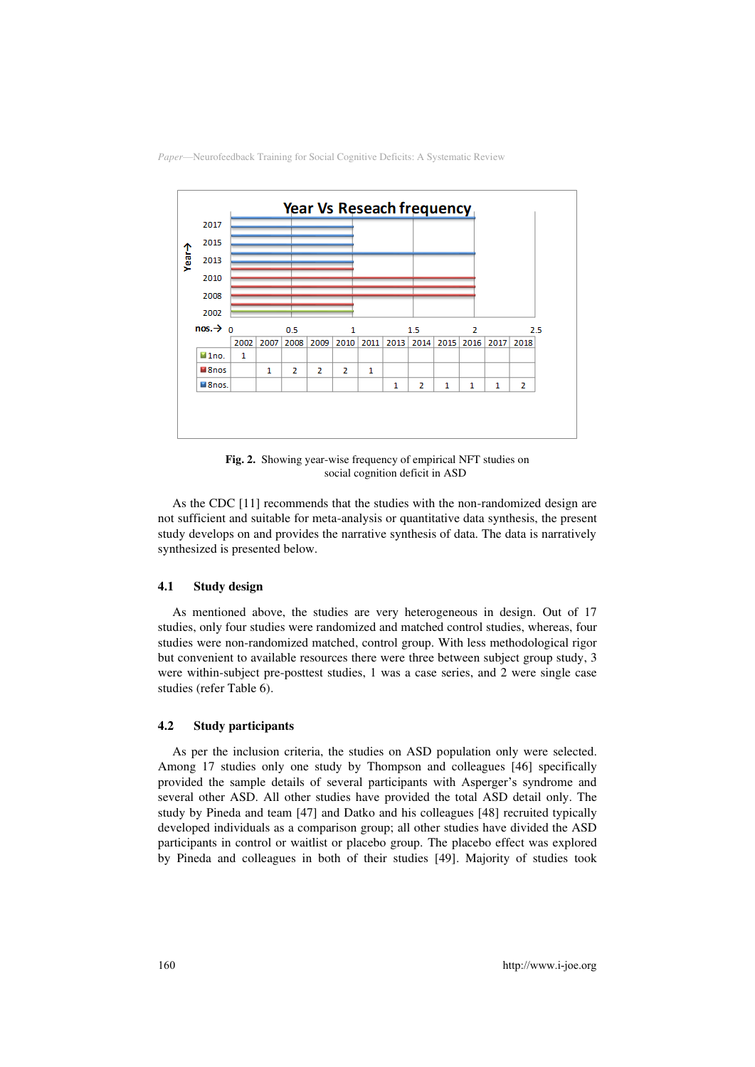**Year Vs Reseach frequency**

|  | 2002 | 2007 | 2008 | 2009 | 2010 | 2011 | 2013 | 2014 | 2015 | 2016 | 2017 | 2018 |
|---|---|---|---|---|---|---|---|---|---|---|---|---|
| 1no. | 1 |  |  |  |  |  |  |  |  |  |  |  |
| 8nos |  | 1 | 2 | 2 | 2 | 1 |  |  |  |  |  |  |
| 8nos. |  |  |  |  |  |  | 1 | 2 | 1 | 1 | 1 | 2 |

**Fig. 2.** Showing year-wise frequency of empirical NFT studies on social cognition deficit in ASD

As the CDC [11] recommends that the studies with the non-randomized design are not sufficient and suitable for meta-analysis or quantitative data synthesis, the present study develops on and provides the narrative synthesis of data. The data is narratively synthesized is presented below.

### 4.1 Study design

As mentioned above, the studies are very heterogeneous in design. Out of 17 studies, only four studies were randomized and matched control studies, whereas, four studies were non-randomized matched, control group. With less methodological rigor but convenient to available resources there were three between subject group study, 3 were within-subject pre-posttest studies, 1 was a case series, and 2 were single case studies (refer Table 6).

### 4.2 Study participants

As per the inclusion criteria, the studies on ASD population only were selected. Among 17 studies only one study by Thompson and colleagues [46] specifically provided the sample details of several participants with Asperger's syndrome and several other ASD. All other studies have provided the total ASD detail only. The study by Pineda and team [47] and Datko and his colleagues [48] recruited typically developed individuals as a comparison group; all other studies have divided the ASD participants in control or waitlist or placebo group. The placebo effect was explored by Pineda and colleagues in both of their studies [49]. Majority of studies took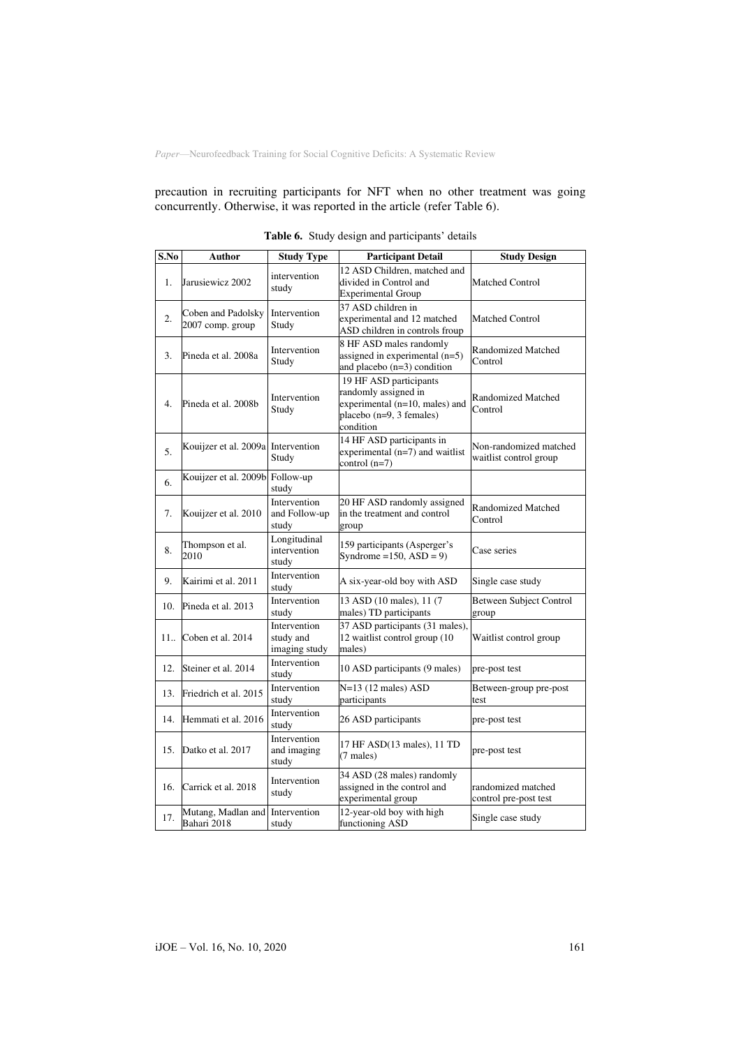precaution in recruiting participants for NFT when no other treatment was going concurrently. Otherwise, it was reported in the article (refer Table 6).

**Table 6.** Study design and participants' details

| S.No | Author | Study Type | Participant Detail | Study Design |
|---|---|---|---|---|
| 1. | Jarusiewicz 2002 | intervention study | 12 ASD Children, matched and divided in Control and Experimental Group | Matched Control |
| 2. | Coben and Padolsky 2007 comp. group | Intervention Study | 37 ASD children in experimental and 12 matched ASD children in controls froup | Matched Control |
| 3. | Pineda et al. 2008a | Intervention Study | 8 HF ASD males randomly assigned in experimental (n=5) and placebo (n=3) condition | Randomized Matched Control |
| 4. | Pineda et al. 2008b | Intervention Study | 19 HF ASD participants randomly assigned in experimental (n=10, males) and placebo (n=9, 3 females) condition | Randomized Matched Control |
| 5. | Kouijzer et al. 2009a | Intervention Study | 14 HF ASD participants in experimental (n=7) and waitlist control (n=7) | Non-randomized matched waitlist control group |
| 6. | Kouijzer et al. 2009b | Follow-up study | | |
| 7. | Kouijzer et al. 2010 | Intervention and Follow-up study | 20 HF ASD randomly assigned in the treatment and control group | Randomized Matched Control |
| 8. | Thompson et al. 2010 | Longitudinal intervention study | 159 participants (Asperger's Syndrome =150, ASD = 9) | Case series |
| 9. | Kairimi et al. 2011 | Intervention study | A six-year-old boy with ASD | Single case study |
| 10. | Pineda et al. 2013 | Intervention study | 13 ASD (10 males), 11 (7 males) TD participants | Between Subject Control group |
| 11.. | Coben et al. 2014 | Intervention study and imaging study | 37 ASD participants (31 males), 12 waitlist control group (10 males) | Waitlist control group |
| 12. | Steiner et al. 2014 | Intervention study | 10 ASD participants (9 males) | pre-post test |
| 13. | Friedrich et al. 2015 | Intervention study | N=13 (12 males) ASD participants | Between-group pre-post test |
| 14. | Hemmati et al. 2016 | Intervention study | 26 ASD participants | pre-post test |
| 15. | Datko et al. 2017 | Intervention and imaging study | 17 HF ASD(13 males), 11 TD (7 males) | pre-post test |
| 16. | Carrick et al. 2018 | Intervention study | 34 ASD (28 males) randomly assigned in the control and experimental group | randomized matched control pre-post test |
| 17. | Mutang, Madlan and Bahari 2018 | Intervention study | 12-year-old boy with high functioning ASD | Single case study |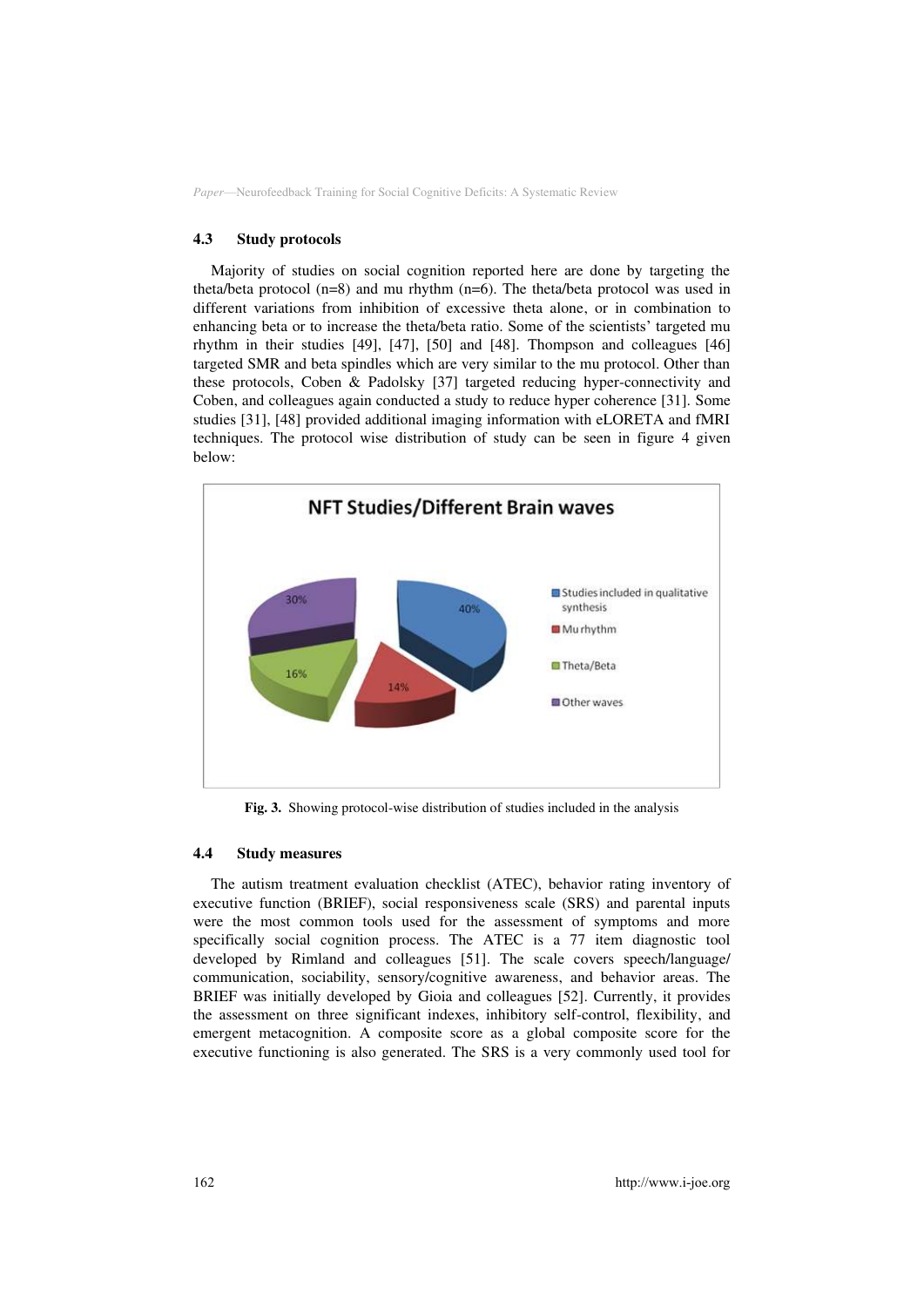### 4.3 Study protocols

Majority of studies on social cognition reported here are done by targeting the theta/beta protocol (n=8) and mu rhythm (n=6). The theta/beta protocol was used in different variations from inhibition of excessive theta alone, or in combination to enhancing beta or to increase the theta/beta ratio. Some of the scientists' targeted mu rhythm in their studies [49], [47], [50] and [48]. Thompson and colleagues [46] targeted SMR and beta spindles which are very similar to the mu protocol. Other than these protocols, Coben & Padolsky [37] targeted reducing hyper-connectivity and Coben, and colleagues again conducted a study to reduce hyper coherence [31]. Some studies [31], [48] provided additional imaging information with eLORETA and fMRI techniques. The protocol wise distribution of study can be seen in figure 4 given below:

NFT Studies/Different Brain waves

- Studies included in qualitative synthesis: 40%
- Mu rhythm: 14%
- Theta/Beta: 16%
- Other waves: 30%

**Fig. 3.** Showing protocol-wise distribution of studies included in the analysis

### 4.4 Study measures

The autism treatment evaluation checklist (ATEC), behavior rating inventory of executive function (BRIEF), social responsiveness scale (SRS) and parental inputs were the most common tools used for the assessment of symptoms and more specifically social cognition process. The ATEC is a 77 item diagnostic tool developed by Rimland and colleagues [51]. The scale covers speech/language/communication, sociability, sensory/cognitive awareness, and behavior areas. The BRIEF was initially developed by Gioia and colleagues [52]. Currently, it provides the assessment on three significant indexes, inhibitory self-control, flexibility, and emergent metacognition. A composite score as a global composite score for the executive functioning is also generated. The SRS is a very commonly used tool for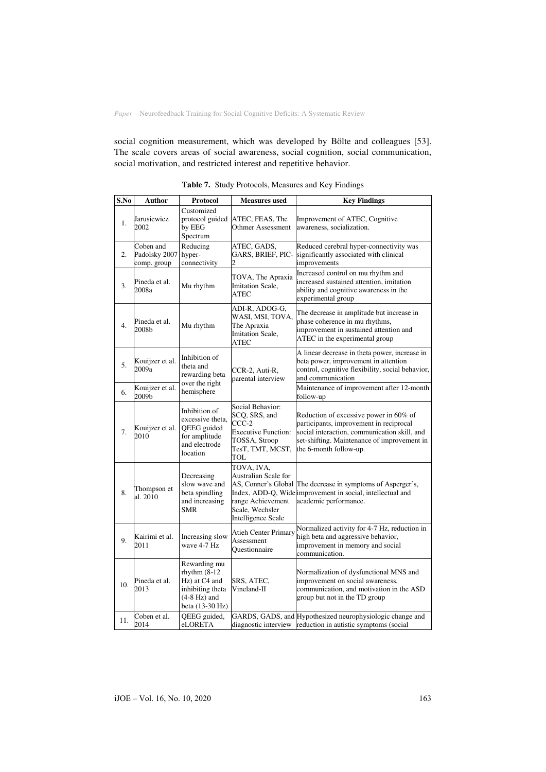social cognition measurement, which was developed by Bölte and colleagues [53]. The scale covers areas of social awareness, social cognition, social communication, social motivation, and restricted interest and repetitive behavior.

**Table 7.** Study Protocols, Measures and Key Findings

| S.No | Author | Protocol | Measures used | Key Findings |
|---|---|---|---|---|
| 1. | Jarusiewicz 2002 | Customized protocol guided by EEG Spectrum | ATEC, FEAS, The Othmer Assessment | Improvement of ATEC, Cognitive awareness, socialization. |
| 2. | Coben and Padolsky 2007 comp. group | Reducing hyper-connectivity | ATEC, GADS, GARS, BRIEF, PIC-2 | Reduced cerebral hyper-connectivity was significantly associated with clinical improvements |
| 3. | Pineda et al. 2008a | Mu rhythm | TOVA, The Apraxia Imitation Scale, ATEC | Increased control on mu rhythm and increased sustained attention, imitation ability and cognitive awareness in the experimental group |
| 4. | Pineda et al. 2008b | Mu rhythm | ADI-R, ADOG-G, WASI, MSI, TOVA, The Apraxia Imitation Scale, ATEC | The decrease in amplitude but increase in phase coherence in mu rhythms, improvement in sustained attention and ATEC in the experimental group |
| 5. | Kouijzer et al. 2009a | Inhibition of theta and rewarding beta over the right hemisphere | CCR-2, Auti-R, parental interview | A linear decrease in theta power, increase in beta power, improvement in attention control, cognitive flexibility, social behavior, and communication |
| 6. | Kouijzer et al. 2009b | | | Maintenance of improvement after 12-month follow-up |
| 7. | Kouijzer et al. 2010 | Inhibition of excessive theta, QEEG guided for amplitude and electrode location | Social Behavior: SCQ, SRS, and CCC-2 Executive Function: TOSSA, Stroop TesT, TMT, MCST, TOL | Reduction of excessive power in 60% of participants, improvement in reciprocal social interaction, communication skill, and set-shifting. Maintenance of improvement in the 6-month follow-up. |
| 8. | Thompson et al. 2010 | Decreasing slow wave and beta spindling and increasing SMR | TOVA, IVA, Australian Scale for AS, Conner's Global Index, ADD-Q, Wide range Achievement Scale, Wechsler Intelligence Scale | The decrease in symptoms of Asperger's, improvement in social, intellectual and academic performance. |
| 9. | Kairimi et al. 2011 | Increasing slow wave 4-7 Hz | Atieh Center Primary Assessment Questionnaire | Normalized activity for 4-7 Hz, reduction in high beta and aggressive behavior, improvement in memory and social communication. |
| 10. | Pineda et al. 2013 | Rewarding mu rhythm (8-12 Hz) at C4 and inhibiting theta (4-8 Hz) and beta (13-30 Hz) | SRS, ATEC, Vineland-II | Normalization of dysfunctional MNS and improvement on social awareness, communication, and motivation in the ASD group but not in the TD group |
| 11. | Coben et al. 2014 | QEEG guided, eLORETA | GARDS, GADS, and diagnostic interview | Hypothesized neurophysiologic change and reduction in autistic symptoms (social |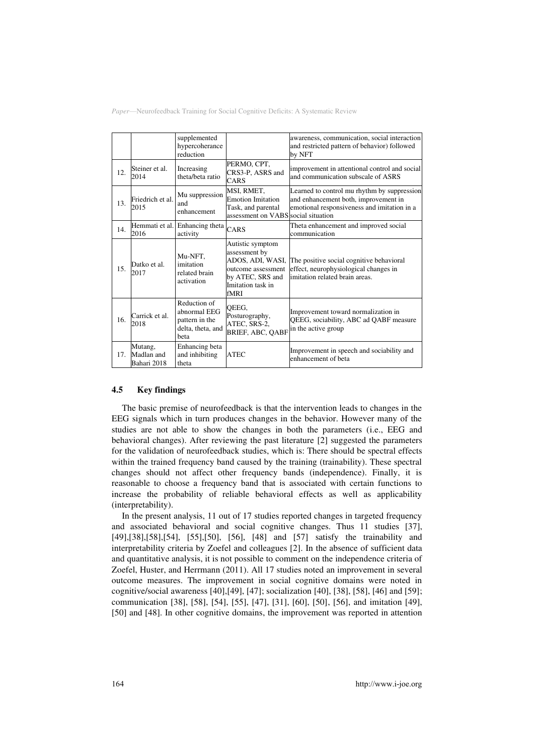|  |  | supplemented hypercoherance reduction |  | awareness, communication, social interaction and restricted pattern of behavior) followed by NFT |
| --- | --- | --- | --- | --- |
| 12. | Steiner et al. 2014 | Increasing theta/beta ratio | PERMO, CPT, CRS3-P, ASRS and CARS | improvement in attentional control and social and communication subscale of ASRS |
| 13. | Friedrich et al. 2015 | Mu suppression and enhancement | MSI, RMET, Emotion Imitation Task, and parental assessment on VABS | Learned to control mu rhythm by suppression and enhancement both, improvement in emotional responsiveness and imitation in a social situation |
| 14. | Hemmati et al. 2016 | Enhancing theta activity | CARS | Theta enhancement and improved social communication |
| 15. | Datko et al. 2017 | Mu-NFT, imitation related brain activation | Autistic symptom assessment by ADOS, ADI, WASI, outcome assessment by ATEC, SRS and Imitation task in fMRI | The positive social cognitive behavioral effect, neurophysiological changes in imitation related brain areas. |
| 16. | Carrick et al. 2018 | Reduction of abnormal EEG pattern in the delta, theta, and beta | QEEG, Posturography, ATEC, SRS-2, BRIEF, ABC, QABF | Improvement toward normalization in QEEG, sociability, ABC ad QABF measure in the active group |
| 17. | Mutang, Madlan and Bahari 2018 | Enhancing beta and inhibiting theta | ATEC | Improvement in speech and sociability and enhancement of beta |

### 4.5 Key findings

The basic premise of neurofeedback is that the intervention leads to changes in the EEG signals which in turn produces changes in the behavior. However many of the studies are not able to show the changes in both the parameters (i.e., EEG and behavioral changes). After reviewing the past literature [2] suggested the parameters for the validation of neurofeedback studies, which is: There should be spectral effects within the trained frequency band caused by the training (trainability). These spectral changes should not affect other frequency bands (independence). Finally, it is reasonable to choose a frequency band that is associated with certain functions to increase the probability of reliable behavioral effects as well as applicability (interpretability).

In the present analysis, 11 out of 17 studies reported changes in targeted frequency and associated behavioral and social cognitive changes. Thus 11 studies [37], [49],[38],[58],[54], [55],[50], [56], [48] and [57] satisfy the trainability and interpretability criteria by Zoefel and colleagues [2]. In the absence of sufficient data and quantitative analysis, it is not possible to comment on the independence criteria of Zoefel, Huster, and Herrmann (2011). All 17 studies noted an improvement in several outcome measures. The improvement in social cognitive domains were noted in cognitive/social awareness [40],[49], [47]; socialization [40], [38], [58], [46] and [59]; communication [38], [58], [54], [55], [47], [31], [60], [50], [56], and imitation [49], [50] and [48]. In other cognitive domains, the improvement was reported in attention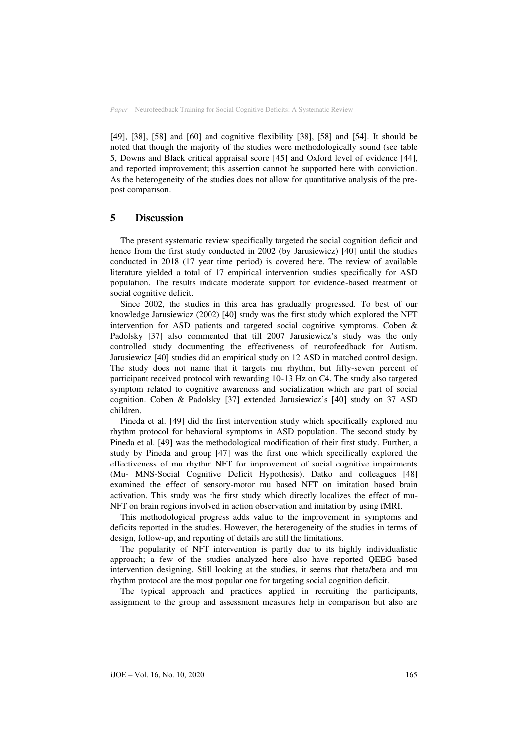[49], [38], [58] and [60] and cognitive flexibility [38], [58] and [54]. It should be noted that though the majority of the studies were methodologically sound (see table 5, Downs and Black critical appraisal score [45] and Oxford level of evidence [44], and reported improvement; this assertion cannot be supported here with conviction. As the heterogeneity of the studies does not allow for quantitative analysis of the pre-post comparison.

## 5 Discussion

The present systematic review specifically targeted the social cognition deficit and hence from the first study conducted in 2002 (by Jarusiewicz) [40] until the studies conducted in 2018 (17 year time period) is covered here. The review of available literature yielded a total of 17 empirical intervention studies specifically for ASD population. The results indicate moderate support for evidence-based treatment of social cognitive deficit.

Since 2002, the studies in this area has gradually progressed. To best of our knowledge Jarusiewicz (2002) [40] study was the first study which explored the NFT intervention for ASD patients and targeted social cognitive symptoms. Coben & Padolsky [37] also commented that till 2007 Jarusiewicz's study was the only controlled study documenting the effectiveness of neurofeedback for Autism. Jarusiewicz [40] studies did an empirical study on 12 ASD in matched control design. The study does not name that it targets mu rhythm, but fifty-seven percent of participant received protocol with rewarding 10-13 Hz on C4. The study also targeted symptom related to cognitive awareness and socialization which are part of social cognition. Coben & Padolsky [37] extended Jarusiewicz's [40] study on 37 ASD children.

Pineda et al. [49] did the first intervention study which specifically explored mu rhythm protocol for behavioral symptoms in ASD population. The second study by Pineda et al. [49] was the methodological modification of their first study. Further, a study by Pineda and group [47] was the first one which specifically explored the effectiveness of mu rhythm NFT for improvement of social cognitive impairments (Mu- MNS-Social Cognitive Deficit Hypothesis). Datko and colleagues [48] examined the effect of sensory-motor mu based NFT on imitation based brain activation. This study was the first study which directly localizes the effect of mu-NFT on brain regions involved in action observation and imitation by using fMRI.

This methodological progress adds value to the improvement in symptoms and deficits reported in the studies. However, the heterogeneity of the studies in terms of design, follow-up, and reporting of details are still the limitations.

The popularity of NFT intervention is partly due to its highly individualistic approach; a few of the studies analyzed here also have reported QEEG based intervention designing. Still looking at the studies, it seems that theta/beta and mu rhythm protocol are the most popular one for targeting social cognition deficit.

The typical approach and practices applied in recruiting the participants, assignment to the group and assessment measures help in comparison but also are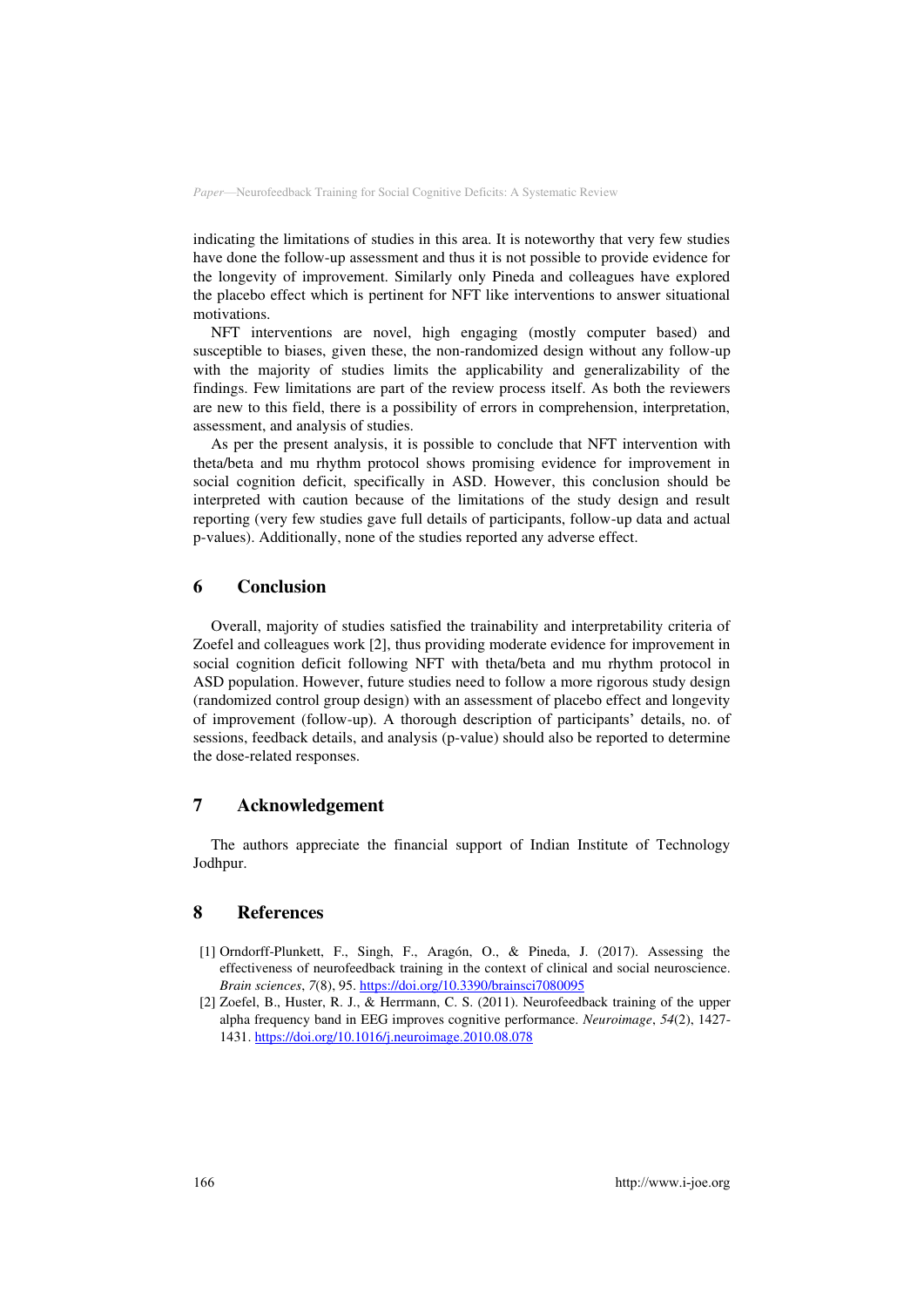indicating the limitations of studies in this area. It is noteworthy that very few studies have done the follow-up assessment and thus it is not possible to provide evidence for the longevity of improvement. Similarly only Pineda and colleagues have explored the placebo effect which is pertinent for NFT like interventions to answer situational motivations.

NFT interventions are novel, high engaging (mostly computer based) and susceptible to biases, given these, the non-randomized design without any follow-up with the majority of studies limits the applicability and generalizability of the findings. Few limitations are part of the review process itself. As both the reviewers are new to this field, there is a possibility of errors in comprehension, interpretation, assessment, and analysis of studies.

As per the present analysis, it is possible to conclude that NFT intervention with theta/beta and mu rhythm protocol shows promising evidence for improvement in social cognition deficit, specifically in ASD. However, this conclusion should be interpreted with caution because of the limitations of the study design and result reporting (very few studies gave full details of participants, follow-up data and actual p-values). Additionally, none of the studies reported any adverse effect.

## 6 Conclusion

Overall, majority of studies satisfied the trainability and interpretability criteria of Zoefel and colleagues work [2], thus providing moderate evidence for improvement in social cognition deficit following NFT with theta/beta and mu rhythm protocol in ASD population. However, future studies need to follow a more rigorous study design (randomized control group design) with an assessment of placebo effect and longevity of improvement (follow-up). A thorough description of participants' details, no. of sessions, feedback details, and analysis (p-value) should also be reported to determine the dose-related responses.

## 7 Acknowledgement

The authors appreciate the financial support of Indian Institute of Technology Jodhpur.

## 8 References

[1] Orndorff-Plunkett, F., Singh, F., Aragón, O., & Pineda, J. (2017). Assessing the effectiveness of neurofeedback training in the context of clinical and social neuroscience. *Brain sciences*, *7*(8), 95. https://doi.org/10.3390/brainsci7080095

[2] Zoefel, B., Huster, R. J., & Herrmann, C. S. (2011). Neurofeedback training of the upper alpha frequency band in EEG improves cognitive performance. *Neuroimage*, *54*(2), 1427-1431. https://doi.org/10.1016/j.neuroimage.2010.08.078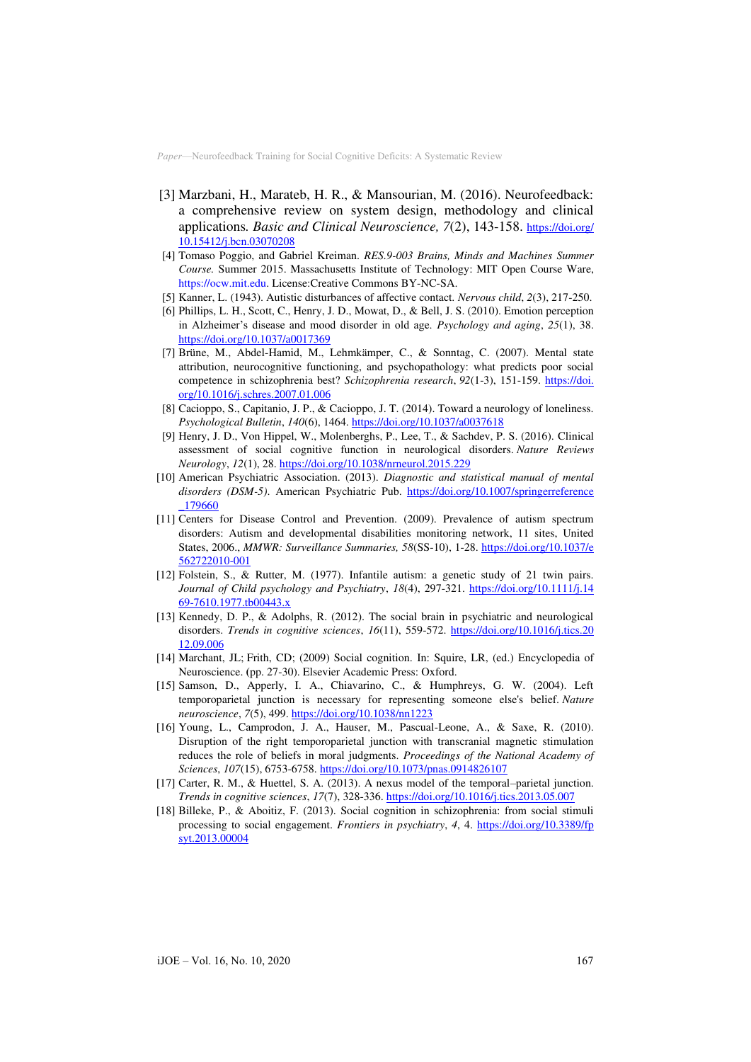[3] Marzbani, H., Marateb, H. R., & Mansourian, M. (2016). Neurofeedback: a comprehensive review on system design, methodology and clinical applications. *Basic and Clinical Neuroscience, 7*(2), 143-158. https://doi.org/10.15412/j.bcn.03070208

[4] Tomaso Poggio, and Gabriel Kreiman. *RES.9-003 Brains, Minds and Machines Summer Course.* Summer 2015. Massachusetts Institute of Technology: MIT Open Course Ware, https://ocw.mit.edu. License:Creative Commons BY-NC-SA.

[5] Kanner, L. (1943). Autistic disturbances of affective contact. *Nervous child*, *2*(3), 217-250.

[6] Phillips, L. H., Scott, C., Henry, J. D., Mowat, D., & Bell, J. S. (2010). Emotion perception in Alzheimer's disease and mood disorder in old age. *Psychology and aging*, *25*(1), 38. https://doi.org/10.1037/a0017369

[7] Brüne, M., Abdel-Hamid, M., Lehmkämper, C., & Sonntag, C. (2007). Mental state attribution, neurocognitive functioning, and psychopathology: what predicts poor social competence in schizophrenia best? *Schizophrenia research*, *92*(1-3), 151-159. https://doi.org/10.1016/j.schres.2007.01.006

[8] Cacioppo, S., Capitanio, J. P., & Cacioppo, J. T. (2014). Toward a neurology of loneliness. *Psychological Bulletin*, *140*(6), 1464. https://doi.org/10.1037/a0037618

[9] Henry, J. D., Von Hippel, W., Molenberghs, P., Lee, T., & Sachdev, P. S. (2016). Clinical assessment of social cognitive function in neurological disorders. *Nature Reviews Neurology*, *12*(1), 28. https://doi.org/10.1038/nrneurol.2015.229

[10] American Psychiatric Association. (2013). *Diagnostic and statistical manual of mental disorders (DSM-5)*. American Psychiatric Pub. https://doi.org/10.1007/springerreference_179660

[11] Centers for Disease Control and Prevention. (2009). Prevalence of autism spectrum disorders: Autism and developmental disabilities monitoring network, 11 sites, United States, 2006., *MMWR: Surveillance Summaries, 58*(SS-10), 1-28. https://doi.org/10.1037/e562722010-001

[12] Folstein, S., & Rutter, M. (1977). Infantile autism: a genetic study of 21 twin pairs. *Journal of Child psychology and Psychiatry*, *18*(4), 297-321. https://doi.org/10.1111/j.1469-7610.1977.tb00443.x

[13] Kennedy, D. P., & Adolphs, R. (2012). The social brain in psychiatric and neurological disorders. *Trends in cognitive sciences*, *16*(11), 559-572. https://doi.org/10.1016/j.tics.2012.09.006

[14] Marchant, JL; Frith, CD; (2009) Social cognition. In: Squire, LR, (ed.) Encyclopedia of Neuroscience. (pp. 27-30). Elsevier Academic Press: Oxford.

[15] Samson, D., Apperly, I. A., Chiavarino, C., & Humphreys, G. W. (2004). Left temporoparietal junction is necessary for representing someone else's belief. *Nature neuroscience*, *7*(5), 499. https://doi.org/10.1038/nn1223

[16] Young, L., Camprodon, J. A., Hauser, M., Pascual-Leone, A., & Saxe, R. (2010). Disruption of the right temporoparietal junction with transcranial magnetic stimulation reduces the role of beliefs in moral judgments. *Proceedings of the National Academy of Sciences*, *107*(15), 6753-6758. https://doi.org/10.1073/pnas.0914826107

[17] Carter, R. M., & Huettel, S. A. (2013). A nexus model of the temporal–parietal junction. *Trends in cognitive sciences*, *17*(7), 328-336. https://doi.org/10.1016/j.tics.2013.05.007

[18] Billeke, P., & Aboitiz, F. (2013). Social cognition in schizophrenia: from social stimuli processing to social engagement. *Frontiers in psychiatry*, *4*, 4. https://doi.org/10.3389/fpsyt.2013.00004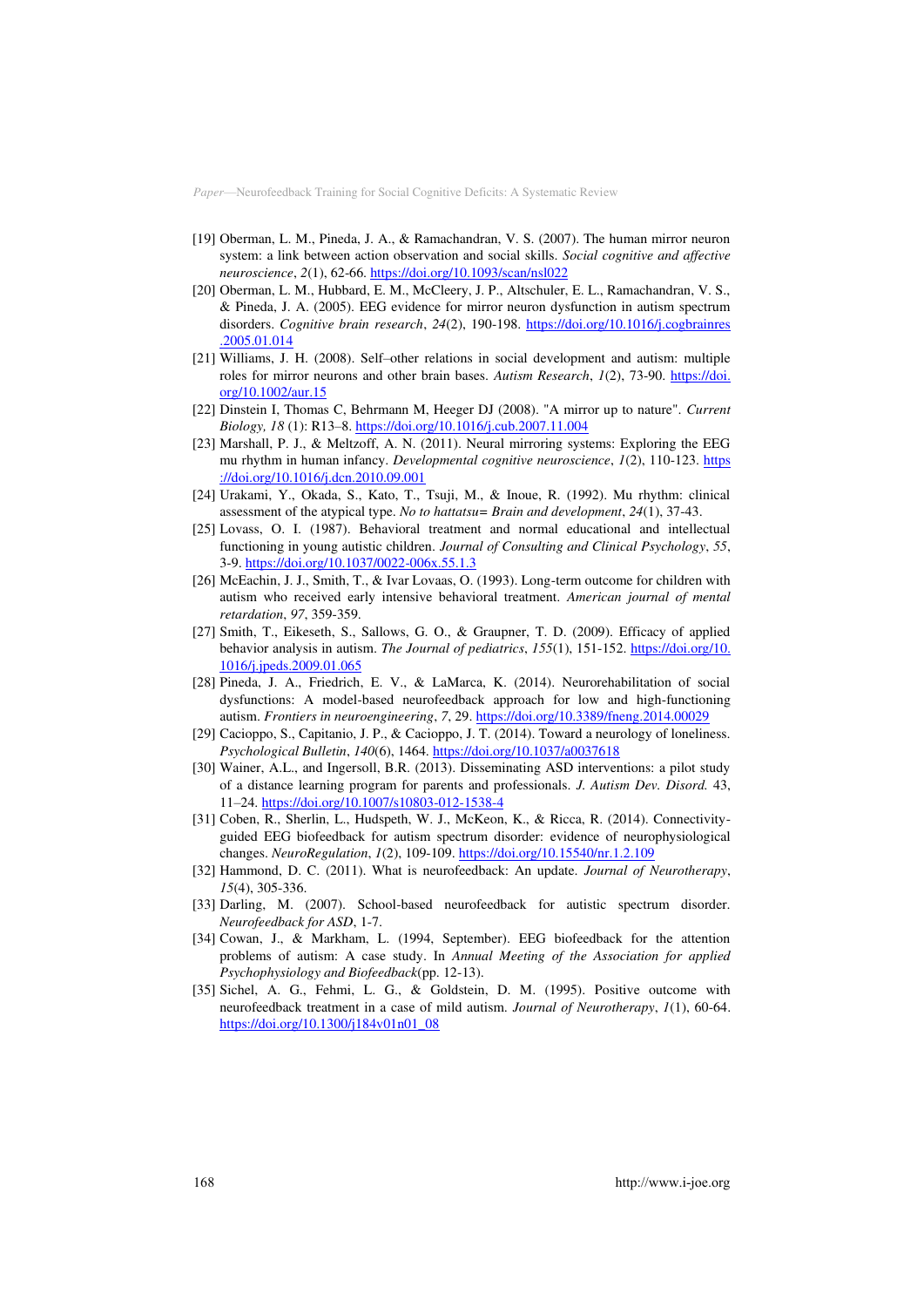[19] Oberman, L. M., Pineda, J. A., & Ramachandran, V. S. (2007). The human mirror neuron system: a link between action observation and social skills. *Social cognitive and affective neuroscience*, *2*(1), 62-66. https://doi.org/10.1093/scan/nsl022

[20] Oberman, L. M., Hubbard, E. M., McCleery, J. P., Altschuler, E. L., Ramachandran, V. S., & Pineda, J. A. (2005). EEG evidence for mirror neuron dysfunction in autism spectrum disorders. *Cognitive brain research*, *24*(2), 190-198. https://doi.org/10.1016/j.cogbrainres.2005.01.014

[21] Williams, J. H. (2008). Self–other relations in social development and autism: multiple roles for mirror neurons and other brain bases. *Autism Research*, *1*(2), 73-90. https://doi.org/10.1002/aur.15

[22] Dinstein I, Thomas C, Behrmann M, Heeger DJ (2008). "A mirror up to nature". *Current Biology, 18* (1): R13–8. https://doi.org/10.1016/j.cub.2007.11.004

[23] Marshall, P. J., & Meltzoff, A. N. (2011). Neural mirroring systems: Exploring the EEG mu rhythm in human infancy. *Developmental cognitive neuroscience*, *1*(2), 110-123. https://doi.org/10.1016/j.dcn.2010.09.001

[24] Urakami, Y., Okada, S., Kato, T., Tsuji, M., & Inoue, R. (1992). Mu rhythm: clinical assessment of the atypical type. *No to hattatsu= Brain and development*, *24*(1), 37-43.

[25] Lovass, O. I. (1987). Behavioral treatment and normal educational and intellectual functioning in young autistic children. *Journal of Consulting and Clinical Psychology*, *55*, 3-9. https://doi.org/10.1037/0022-006x.55.1.3

[26] McEachin, J. J., Smith, T., & Ivar Lovaas, O. (1993). Long-term outcome for children with autism who received early intensive behavioral treatment. *American journal of mental retardation*, *97*, 359-359.

[27] Smith, T., Eikeseth, S., Sallows, G. O., & Graupner, T. D. (2009). Efficacy of applied behavior analysis in autism. *The Journal of pediatrics*, *155*(1), 151-152. https://doi.org/10.1016/j.jpeds.2009.01.065

[28] Pineda, J. A., Friedrich, E. V., & LaMarca, K. (2014). Neurorehabilitation of social dysfunctions: A model-based neurofeedback approach for low and high-functioning autism. *Frontiers in neuroengineering*, *7*, 29. https://doi.org/10.3389/fneng.2014.00029

[29] Cacioppo, S., Capitanio, J. P., & Cacioppo, J. T. (2014). Toward a neurology of loneliness. *Psychological Bulletin*, *140*(6), 1464. https://doi.org/10.1037/a0037618

[30] Wainer, A.L., and Ingersoll, B.R. (2013). Disseminating ASD interventions: a pilot study of a distance learning program for parents and professionals. *J. Autism Dev. Disord.* 43, 11–24. https://doi.org/10.1007/s10803-012-1538-4

[31] Coben, R., Sherlin, L., Hudspeth, W. J., McKeon, K., & Ricca, R. (2014). Connectivity-guided EEG biofeedback for autism spectrum disorder: evidence of neurophysiological changes. *NeuroRegulation*, *1*(2), 109-109. https://doi.org/10.15540/nr.1.2.109

[32] Hammond, D. C. (2011). What is neurofeedback: An update. *Journal of Neurotherapy*, *15*(4), 305-336.

[33] Darling, M. (2007). School-based neurofeedback for autistic spectrum disorder. *Neurofeedback for ASD*, 1-7.

[34] Cowan, J., & Markham, L. (1994, September). EEG biofeedback for the attention problems of autism: A case study. In *Annual Meeting of the Association for applied Psychophysiology and Biofeedback*(pp. 12-13).

[35] Sichel, A. G., Fehmi, L. G., & Goldstein, D. M. (1995). Positive outcome with neurofeedback treatment in a case of mild autism. *Journal of Neurotherapy*, *1*(1), 60-64. https://doi.org/10.1300/j184v01n01_08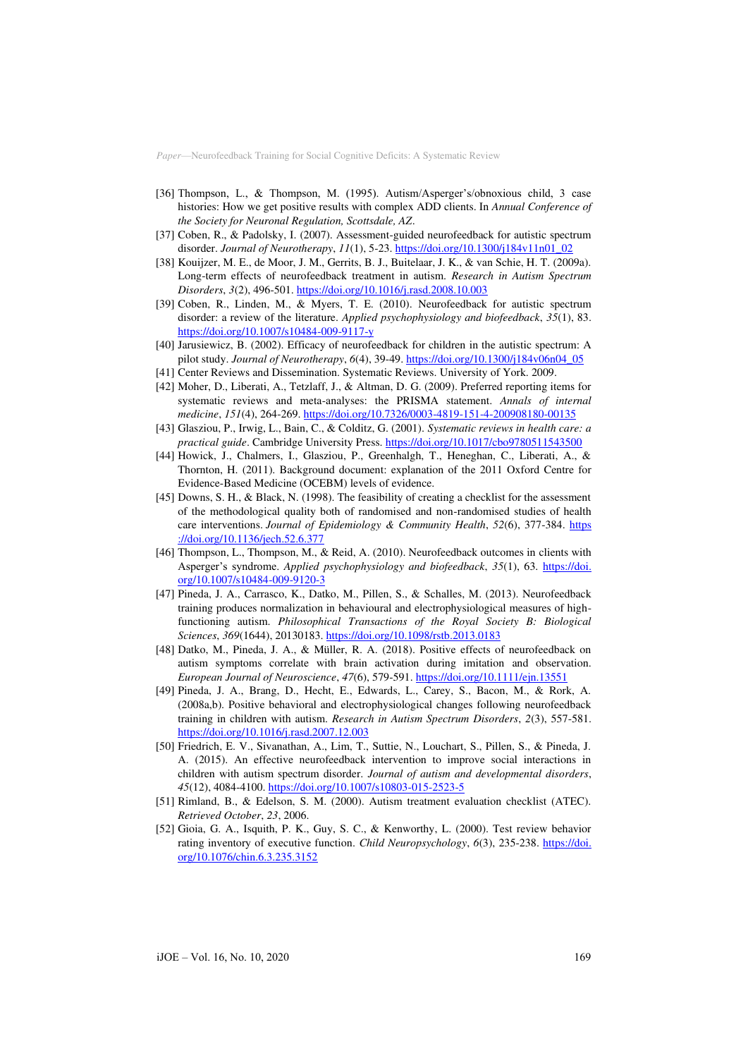[36] Thompson, L., & Thompson, M. (1995). Autism/Asperger's/obnoxious child, 3 case histories: How we get positive results with complex ADD clients. In *Annual Conference of the Society for Neuronal Regulation, Scottsdale, AZ*.

[37] Coben, R., & Padolsky, I. (2007). Assessment-guided neurofeedback for autistic spectrum disorder. *Journal of Neurotherapy*, *11*(1), 5-23. https://doi.org/10.1300/j184v11n01_02

[38] Kouijzer, M. E., de Moor, J. M., Gerrits, B. J., Buitelaar, J. K., & van Schie, H. T. (2009a). Long-term effects of neurofeedback treatment in autism. *Research in Autism Spectrum Disorders*, *3*(2), 496-501. https://doi.org/10.1016/j.rasd.2008.10.003

[39] Coben, R., Linden, M., & Myers, T. E. (2010). Neurofeedback for autistic spectrum disorder: a review of the literature. *Applied psychophysiology and biofeedback*, *35*(1), 83. https://doi.org/10.1007/s10484-009-9117-y

[40] Jarusiewicz, B. (2002). Efficacy of neurofeedback for children in the autistic spectrum: A pilot study. *Journal of Neurotherapy*, *6*(4), 39-49. https://doi.org/10.1300/j184v06n04_05

[41] Center Reviews and Dissemination. Systematic Reviews. University of York. 2009.

[42] Moher, D., Liberati, A., Tetzlaff, J., & Altman, D. G. (2009). Preferred reporting items for systematic reviews and meta-analyses: the PRISMA statement. *Annals of internal medicine*, *151*(4), 264-269. https://doi.org/10.7326/0003-4819-151-4-200908180-00135

[43] Glasziou, P., Irwig, L., Bain, C., & Colditz, G. (2001). *Systematic reviews in health care: a practical guide*. Cambridge University Press. https://doi.org/10.1017/cbo9780511543500

[44] Howick, J., Chalmers, I., Glasziou, P., Greenhalgh, T., Heneghan, C., Liberati, A., & Thornton, H. (2011). Background document: explanation of the 2011 Oxford Centre for Evidence-Based Medicine (OCEBM) levels of evidence.

[45] Downs, S. H., & Black, N. (1998). The feasibility of creating a checklist for the assessment of the methodological quality both of randomised and non-randomised studies of health care interventions. *Journal of Epidemiology & Community Health*, *52*(6), 377-384. https://doi.org/10.1136/jech.52.6.377

[46] Thompson, L., Thompson, M., & Reid, A. (2010). Neurofeedback outcomes in clients with Asperger's syndrome. *Applied psychophysiology and biofeedback*, *35*(1), 63. https://doi.org/10.1007/s10484-009-9120-3

[47] Pineda, J. A., Carrasco, K., Datko, M., Pillen, S., & Schalles, M. (2013). Neurofeedback training produces normalization in behavioural and electrophysiological measures of high-functioning autism. *Philosophical Transactions of the Royal Society B: Biological Sciences*, *369*(1644), 20130183. https://doi.org/10.1098/rstb.2013.0183

[48] Datko, M., Pineda, J. A., & Müller, R. A. (2018). Positive effects of neurofeedback on autism symptoms correlate with brain activation during imitation and observation. *European Journal of Neuroscience*, *47*(6), 579-591. https://doi.org/10.1111/ejn.13551

[49] Pineda, J. A., Brang, D., Hecht, E., Edwards, L., Carey, S., Bacon, M., & Rork, A. (2008a,b). Positive behavioral and electrophysiological changes following neurofeedback training in children with autism. *Research in Autism Spectrum Disorders*, *2*(3), 557-581. https://doi.org/10.1016/j.rasd.2007.12.003

[50] Friedrich, E. V., Sivanathan, A., Lim, T., Suttie, N., Louchart, S., Pillen, S., & Pineda, J. A. (2015). An effective neurofeedback intervention to improve social interactions in children with autism spectrum disorder. *Journal of autism and developmental disorders*, *45*(12), 4084-4100. https://doi.org/10.1007/s10803-015-2523-5

[51] Rimland, B., & Edelson, S. M. (2000). Autism treatment evaluation checklist (ATEC). *Retrieved October*, *23*, 2006.

[52] Gioia, G. A., Isquith, P. K., Guy, S. C., & Kenworthy, L. (2000). Test review behavior rating inventory of executive function. *Child Neuropsychology*, *6*(3), 235-238. https://doi.org/10.1076/chin.6.3.235.3152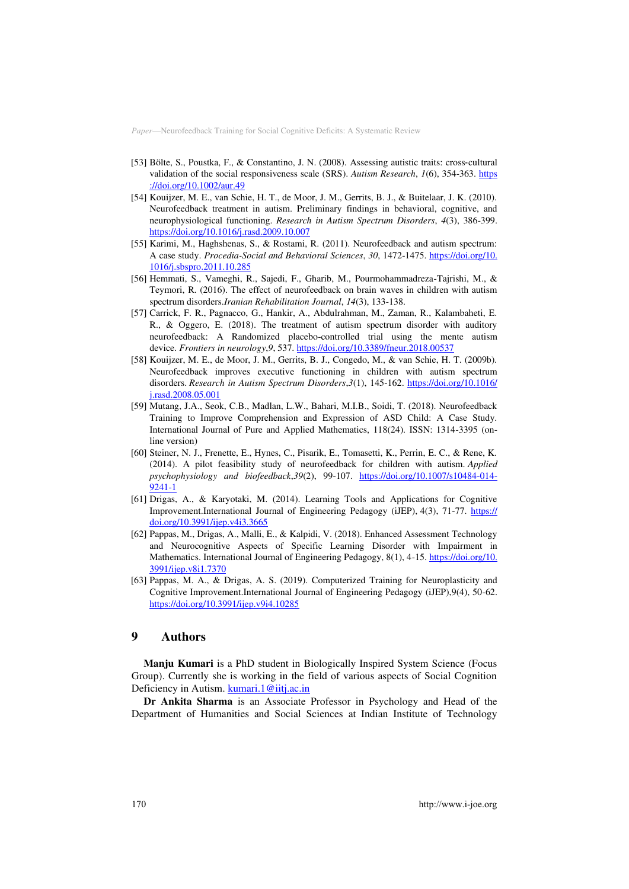[53] Bölte, S., Poustka, F., & Constantino, J. N. (2008). Assessing autistic traits: cross-cultural validation of the social responsiveness scale (SRS). *Autism Research*, *1*(6), 354-363. https://doi.org/10.1002/aur.49

[54] Kouijzer, M. E., van Schie, H. T., de Moor, J. M., Gerrits, B. J., & Buitelaar, J. K. (2010). Neurofeedback treatment in autism. Preliminary findings in behavioral, cognitive, and neurophysiological functioning. *Research in Autism Spectrum Disorders*, *4*(3), 386-399. https://doi.org/10.1016/j.rasd.2009.10.007

[55] Karimi, M., Haghshenas, S., & Rostami, R. (2011). Neurofeedback and autism spectrum: A case study. *Procedia-Social and Behavioral Sciences*, *30*, 1472-1475. https://doi.org/10.1016/j.sbspro.2011.10.285

[56] Hemmati, S., Vameghi, R., Sajedi, F., Gharib, M., Pourmohammadreza-Tajrishi, M., & Teymori, R. (2016). The effect of neurofeedback on brain waves in children with autism spectrum disorders.*Iranian Rehabilitation Journal*, *14*(3), 133-138.

[57] Carrick, F. R., Pagnacco, G., Hankir, A., Abdulrahman, M., Zaman, R., Kalambaheti, E. R., & Oggero, E. (2018). The treatment of autism spectrum disorder with auditory neurofeedback: A Randomized placebo-controlled trial using the mente autism device. *Frontiers in neurology*,*9*, 537. https://doi.org/10.3389/fneur.2018.00537

[58] Kouijzer, M. E., de Moor, J. M., Gerrits, B. J., Congedo, M., & van Schie, H. T. (2009b). Neurofeedback improves executive functioning in children with autism spectrum disorders. *Research in Autism Spectrum Disorders*,*3*(1), 145-162. https://doi.org/10.1016/j.rasd.2008.05.001

[59] Mutang, J.A., Seok, C.B., Madlan, L.W., Bahari, M.I.B., Soidi, T. (2018). Neurofeedback Training to Improve Comprehension and Expression of ASD Child: A Case Study. International Journal of Pure and Applied Mathematics, 118(24). ISSN: 1314-3395 (on-line version)

[60] Steiner, N. J., Frenette, E., Hynes, C., Pisarik, E., Tomasetti, K., Perrin, E. C., & Rene, K. (2014). A pilot feasibility study of neurofeedback for children with autism. *Applied psychophysiology and biofeedback*,*39*(2), 99-107. https://doi.org/10.1007/s10484-014-9241-1

[61] Drigas, A., & Karyotaki, M. (2014). Learning Tools and Applications for Cognitive Improvement.International Journal of Engineering Pedagogy (iJEP), 4(3), 71-77. https://doi.org/10.3991/ijep.v4i3.3665

[62] Pappas, M., Drigas, A., Malli, E., & Kalpidi, V. (2018). Enhanced Assessment Technology and Neurocognitive Aspects of Specific Learning Disorder with Impairment in Mathematics. International Journal of Engineering Pedagogy, 8(1), 4-15. https://doi.org/10.3991/ijep.v8i1.7370

[63] Pappas, M. A., & Drigas, A. S. (2019). Computerized Training for Neuroplasticity and Cognitive Improvement.International Journal of Engineering Pedagogy (iJEP),9(4), 50-62. https://doi.org/10.3991/ijep.v9i4.10285

## 9 Authors

**Manju Kumari** is a PhD student in Biologically Inspired System Science (Focus Group). Currently she is working in the field of various aspects of Social Cognition Deficiency in Autism. kumari.1@iitj.ac.in

**Dr Ankita Sharma** is an Associate Professor in Psychology and Head of the Department of Humanities and Social Sciences at Indian Institute of Technology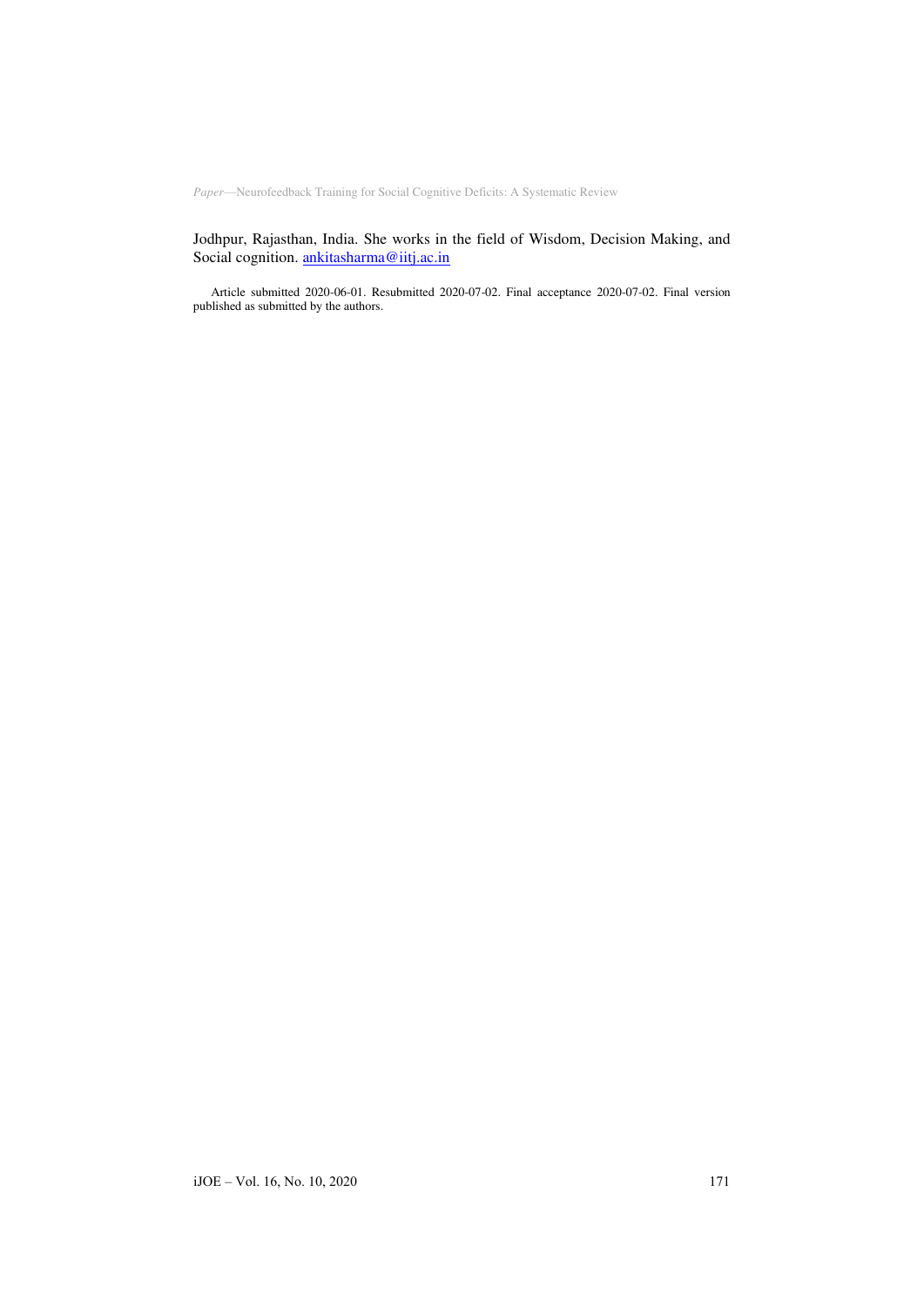Jodhpur, Rajasthan, India. She works in the field of Wisdom, Decision Making, and Social cognition. ankitasharma@iitj.ac.in

Article submitted 2020-06-01. Resubmitted 2020-07-02. Final acceptance 2020-07-02. Final version published as submitted by the authors.